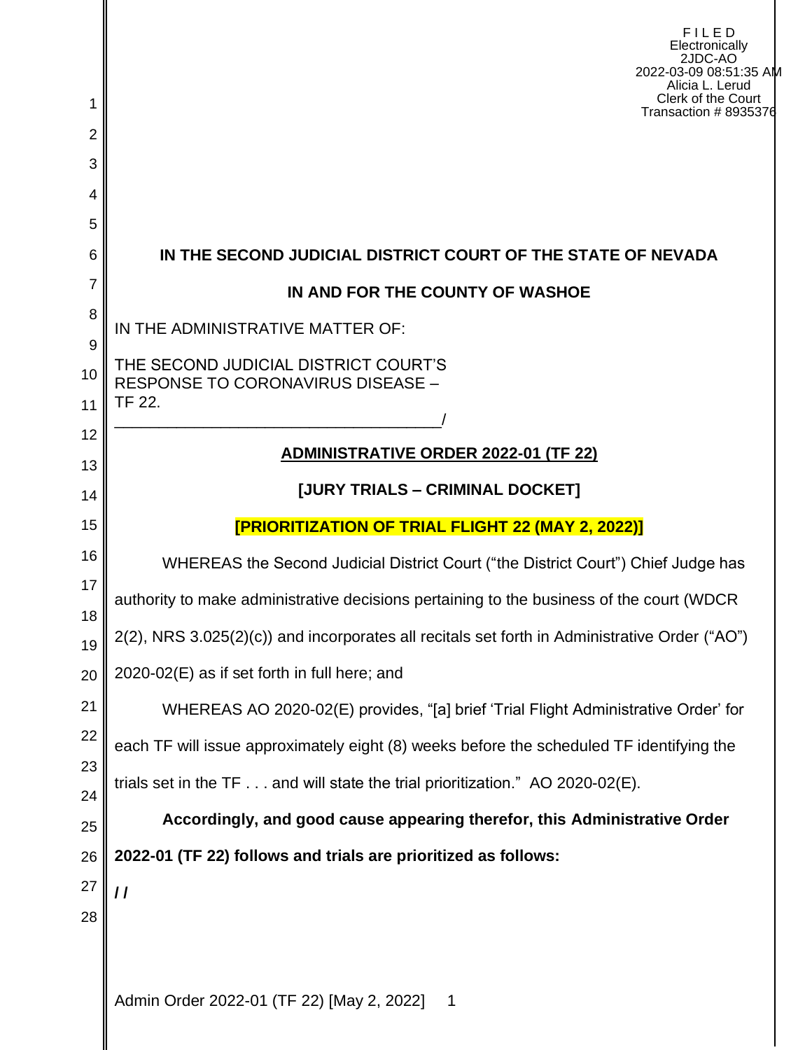F I L E D
Electronically
2JDC-AO
2022-03-09 08:51:35 AM
Alicia L. Lerud
Clerk of the Court
Transaction # 8935376

**IN THE SECOND JUDICIAL DISTRICT COURT OF THE STATE OF NEVADA**

**IN AND FOR THE COUNTY OF WASHOE**

IN THE ADMINISTRATIVE MATTER OF:

THE SECOND JUDICIAL DISTRICT COURT'S RESPONSE TO CORONAVIRUS DISEASE – TF 22.
_____________________________________/

**ADMINISTRATIVE ORDER 2022-01 (TF 22)**

**[JURY TRIALS – CRIMINAL DOCKET]**

**[PRIORITIZATION OF TRIAL FLIGHT 22 (MAY 2, 2022)]**

WHEREAS the Second Judicial District Court ("the District Court") Chief Judge has authority to make administrative decisions pertaining to the business of the court (WDCR 2(2), NRS 3.025(2)(c)) and incorporates all recitals set forth in Administrative Order ("AO") 2020-02(E) as if set forth in full here; and

WHEREAS AO 2020-02(E) provides, "[a] brief 'Trial Flight Administrative Order' for each TF will issue approximately eight (8) weeks before the scheduled TF identifying the trials set in the TF . . . and will state the trial prioritization." AO 2020-02(E).

**Accordingly, and good cause appearing therefor, this Administrative Order 2022-01 (TF 22) follows and trials are prioritized as follows:**

**/ /**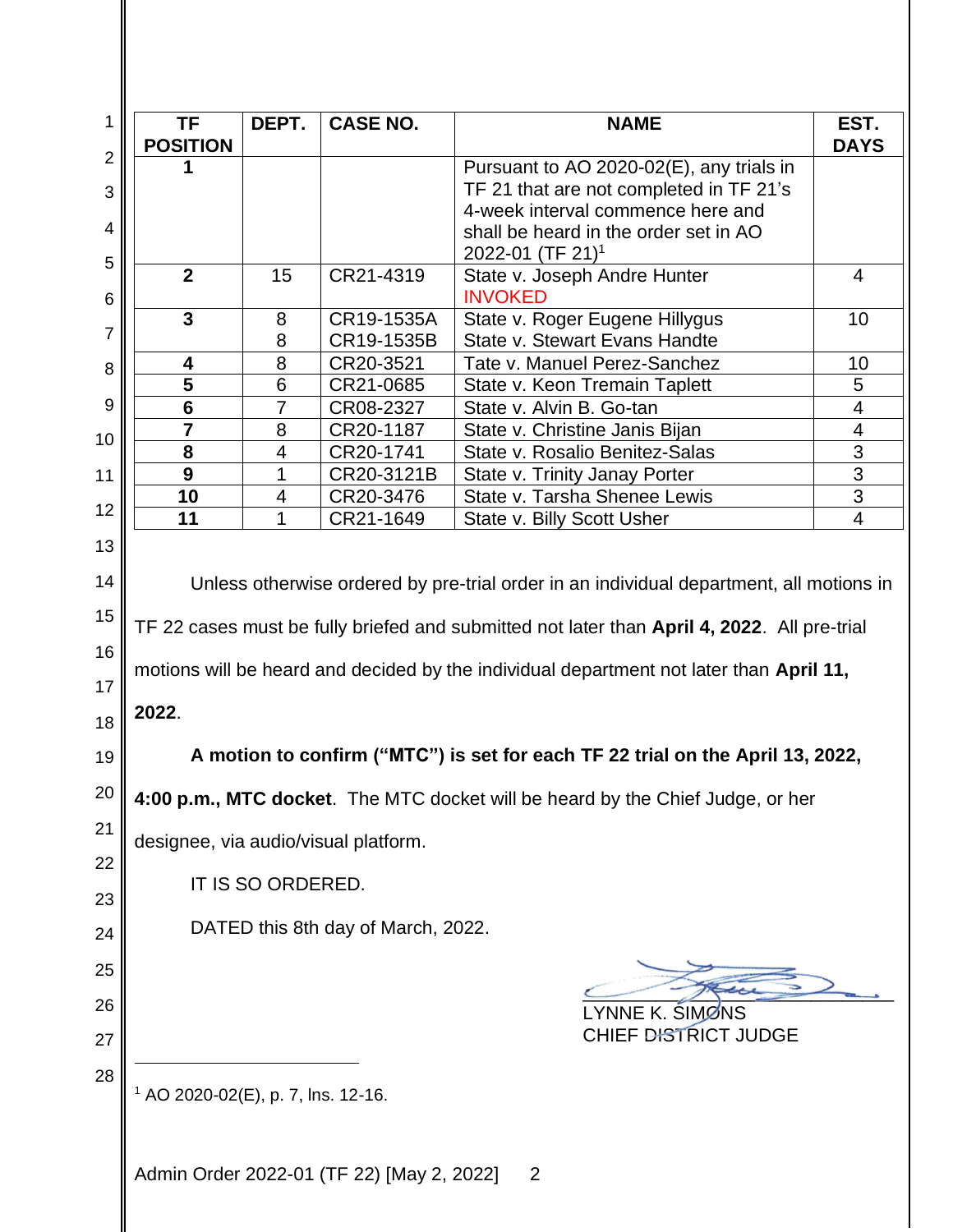| TF POSITION | DEPT. | CASE NO. | NAME | EST. DAYS |
|---|---|---|---|---|
| **1** | | | Pursuant to AO 2020-02(E), any trials in TF 21 that are not completed in TF 21's 4-week interval commence here and shall be heard in the order set in AO 2022-01 (TF 21)[1] | |
| **2** | 15 | CR21-4319 | State v. Joseph Andre Hunter INVOKED | 4 |
| **3** | 8<br>8 | CR19-1535A<br>CR19-1535B | State v. Roger Eugene Hillygus<br>State v. Stewart Evans Handte | 10 |
| **4** | 8 | CR20-3521 | Tate v. Manuel Perez-Sanchez | 10 |
| **5** | 6 | CR21-0685 | State v. Keon Tremain Taplett | 5 |
| **6** | 7 | CR08-2327 | State v. Alvin B. Go-tan | 4 |
| **7** | 8 | CR20-1187 | State v. Christine Janis Bijan | 4 |
| **8** | 4 | CR20-1741 | State v. Rosalio Benitez-Salas | 3 |
| **9** | 1 | CR20-3121B | State v. Trinity Janay Porter | 3 |
| **10** | 4 | CR20-3476 | State v. Tarsha Shenee Lewis | 3 |
| **11** | 1 | CR21-1649 | State v. Billy Scott Usher | 4 |

Unless otherwise ordered by pre-trial order in an individual department, all motions in TF 22 cases must be fully briefed and submitted not later than **April 4, 2022**. All pre-trial motions will be heard and decided by the individual department not later than **April 11, 2022**.

**A motion to confirm ("MTC") is set for each TF 22 trial on the April 13, 2022, 4:00 p.m., MTC docket**. The MTC docket will be heard by the Chief Judge, or her designee, via audio/visual platform.

IT IS SO ORDERED.

DATED this 8th day of March, 2022.

LYNNE K. SIMONS
CHIEF DISTRICT JUDGE

[1] AO 2020-02(E), p. 7, lns. 12-16.

Admin Order 2022-01 (TF 22) [May 2, 2022]